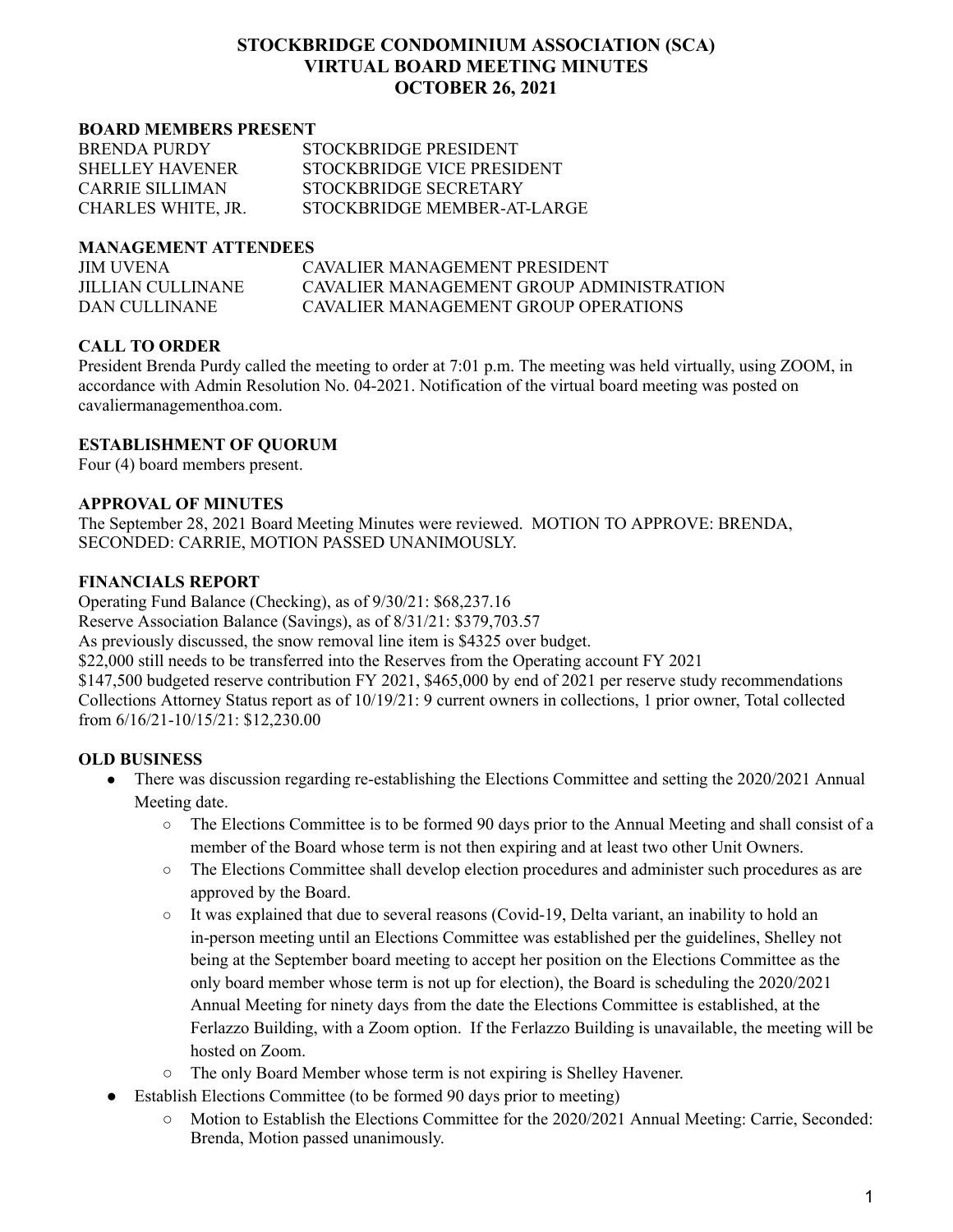# STOCKBRIDGE CONDOMINIUM ASSOCIATION (SCA)
# VIRTUAL BOARD MEETING MINUTES
# OCTOBER 26, 2021

**BOARD MEMBERS PRESENT**

| | |
|---|---|
| BRENDA PURDY | STOCKBRIDGE PRESIDENT |
| SHELLEY HAVENER | STOCKBRIDGE VICE PRESIDENT |
| CARRIE SILLIMAN | STOCKBRIDGE SECRETARY |
| CHARLES WHITE, JR. | STOCKBRIDGE MEMBER-AT-LARGE |

**MANAGEMENT ATTENDEES**

| | |
|---|---|
| JIM UVENA | CAVALIER MANAGEMENT PRESIDENT |
| JILLIAN CULLINANE | CAVALIER MANAGEMENT GROUP ADMINISTRATION |
| DAN CULLINANE | CAVALIER MANAGEMENT GROUP OPERATIONS |

**CALL TO ORDER**

President Brenda Purdy called the meeting to order at 7:01 p.m. The meeting was held virtually, using ZOOM, in accordance with Admin Resolution No. 04-2021. Notification of the virtual board meeting was posted on cavaliermanagementhoa.com.

**ESTABLISHMENT OF QUORUM**

Four (4) board members present.

**APPROVAL OF MINUTES**

The September 28, 2021 Board Meeting Minutes were reviewed. MOTION TO APPROVE: BRENDA, SECONDED: CARRIE, MOTION PASSED UNANIMOUSLY.

**FINANCIALS REPORT**

Operating Fund Balance (Checking), as of 9/30/21: $68,237.16
Reserve Association Balance (Savings), as of 8/31/21: $379,703.57
As previously discussed, the snow removal line item is $4325 over budget.
$22,000 still needs to be transferred into the Reserves from the Operating account FY 2021
$147,500 budgeted reserve contribution FY 2021, $465,000 by end of 2021 per reserve study recommendations
Collections Attorney Status report as of 10/19/21: 9 current owners in collections, 1 prior owner, Total collected from 6/16/21-10/15/21: $12,230.00

**OLD BUSINESS**

- There was discussion regarding re-establishing the Elections Committee and setting the 2020/2021 Annual Meeting date.
  - The Elections Committee is to be formed 90 days prior to the Annual Meeting and shall consist of a member of the Board whose term is not then expiring and at least two other Unit Owners.
  - The Elections Committee shall develop election procedures and administer such procedures as are approved by the Board.
  - It was explained that due to several reasons (Covid-19, Delta variant, an inability to hold an in-person meeting until an Elections Committee was established per the guidelines, Shelley not being at the September board meeting to accept her position on the Elections Committee as the only board member whose term is not up for election), the Board is scheduling the 2020/2021 Annual Meeting for ninety days from the date the Elections Committee is established, at the Ferlazzo Building, with a Zoom option. If the Ferlazzo Building is unavailable, the meeting will be hosted on Zoom.
  - The only Board Member whose term is not expiring is Shelley Havener.
- Establish Elections Committee (to be formed 90 days prior to meeting)
  - Motion to Establish the Elections Committee for the 2020/2021 Annual Meeting: Carrie, Seconded: Brenda, Motion passed unanimously.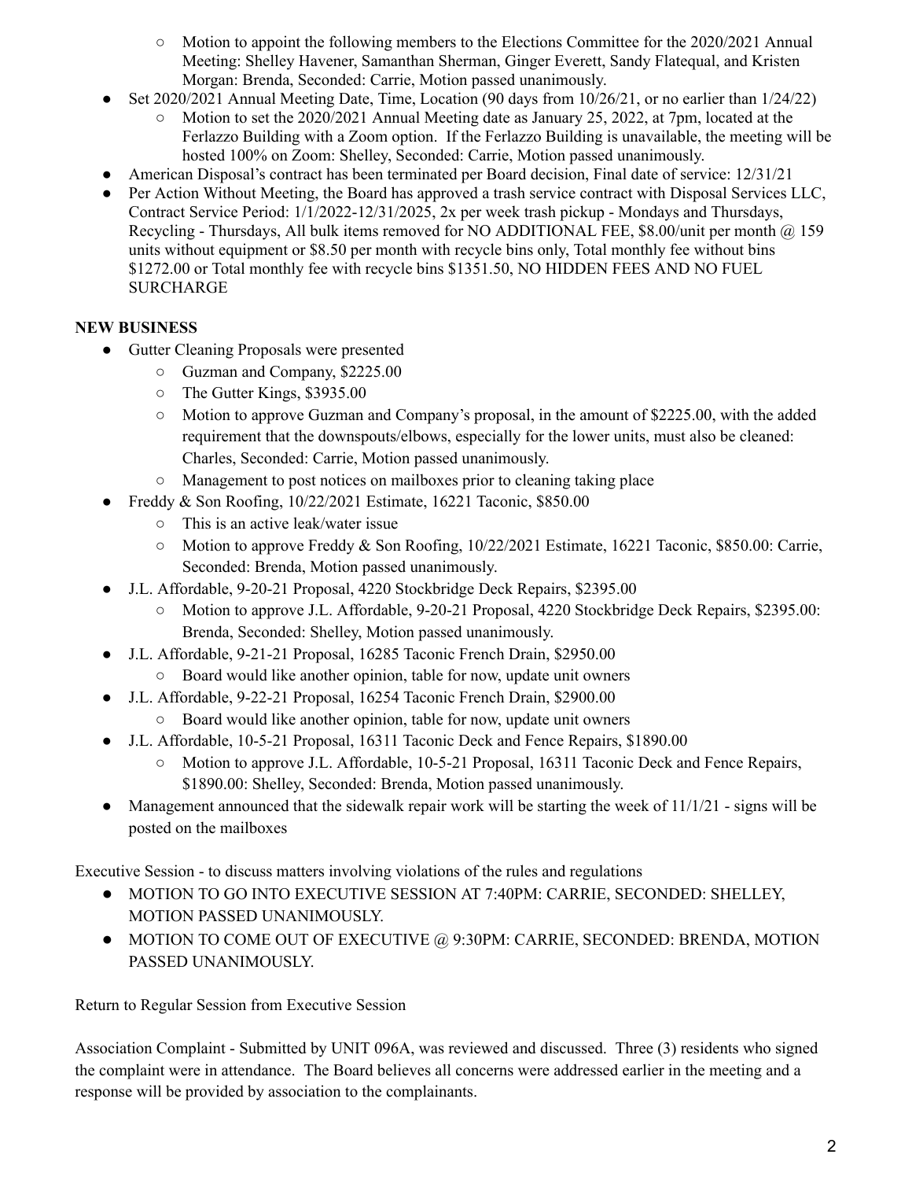- Motion to appoint the following members to the Elections Committee for the 2020/2021 Annual Meeting: Shelley Havener, Samanthan Sherman, Ginger Everett, Sandy Flatequal, and Kristen Morgan: Brenda, Seconded: Carrie, Motion passed unanimously.
- Set 2020/2021 Annual Meeting Date, Time, Location (90 days from 10/26/21, or no earlier than 1/24/22)
    - Motion to set the 2020/2021 Annual Meeting date as January 25, 2022, at 7pm, located at the Ferlazzo Building with a Zoom option. If the Ferlazzo Building is unavailable, the meeting will be hosted 100% on Zoom: Shelley, Seconded: Carrie, Motion passed unanimously.
- American Disposal's contract has been terminated per Board decision, Final date of service: 12/31/21
- Per Action Without Meeting, the Board has approved a trash service contract with Disposal Services LLC, Contract Service Period: 1/1/2022-12/31/2025, 2x per week trash pickup - Mondays and Thursdays, Recycling - Thursdays, All bulk items removed for NO ADDITIONAL FEE, $8.00/unit per month @ 159 units without equipment or $8.50 per month with recycle bins only, Total monthly fee without bins $1272.00 or Total monthly fee with recycle bins $1351.50, NO HIDDEN FEES AND NO FUEL SURCHARGE

**NEW BUSINESS**

- Gutter Cleaning Proposals were presented
    - Guzman and Company, $2225.00
    - The Gutter Kings, $3935.00
    - Motion to approve Guzman and Company's proposal, in the amount of $2225.00, with the added requirement that the downspouts/elbows, especially for the lower units, must also be cleaned: Charles, Seconded: Carrie, Motion passed unanimously.
    - Management to post notices on mailboxes prior to cleaning taking place
- Freddy & Son Roofing, 10/22/2021 Estimate, 16221 Taconic, $850.00
    - This is an active leak/water issue
    - Motion to approve Freddy & Son Roofing, 10/22/2021 Estimate, 16221 Taconic, $850.00: Carrie, Seconded: Brenda, Motion passed unanimously.
- J.L. Affordable, 9-20-21 Proposal, 4220 Stockbridge Deck Repairs, $2395.00
    - Motion to approve J.L. Affordable, 9-20-21 Proposal, 4220 Stockbridge Deck Repairs, $2395.00: Brenda, Seconded: Shelley, Motion passed unanimously.
- J.L. Affordable, 9-21-21 Proposal, 16285 Taconic French Drain, $2950.00
    - Board would like another opinion, table for now, update unit owners
- J.L. Affordable, 9-22-21 Proposal, 16254 Taconic French Drain, $2900.00
    - Board would like another opinion, table for now, update unit owners
- J.L. Affordable, 10-5-21 Proposal, 16311 Taconic Deck and Fence Repairs, $1890.00
    - Motion to approve J.L. Affordable, 10-5-21 Proposal, 16311 Taconic Deck and Fence Repairs, $1890.00: Shelley, Seconded: Brenda, Motion passed unanimously.
- Management announced that the sidewalk repair work will be starting the week of 11/1/21 - signs will be posted on the mailboxes

Executive Session - to discuss matters involving violations of the rules and regulations

- MOTION TO GO INTO EXECUTIVE SESSION AT 7:40PM: CARRIE, SECONDED: SHELLEY, MOTION PASSED UNANIMOUSLY.
- MOTION TO COME OUT OF EXECUTIVE @ 9:30PM: CARRIE, SECONDED: BRENDA, MOTION PASSED UNANIMOUSLY.

Return to Regular Session from Executive Session

Association Complaint - Submitted by UNIT 096A, was reviewed and discussed. Three (3) residents who signed the complaint were in attendance. The Board believes all concerns were addressed earlier in the meeting and a response will be provided by association to the complainants.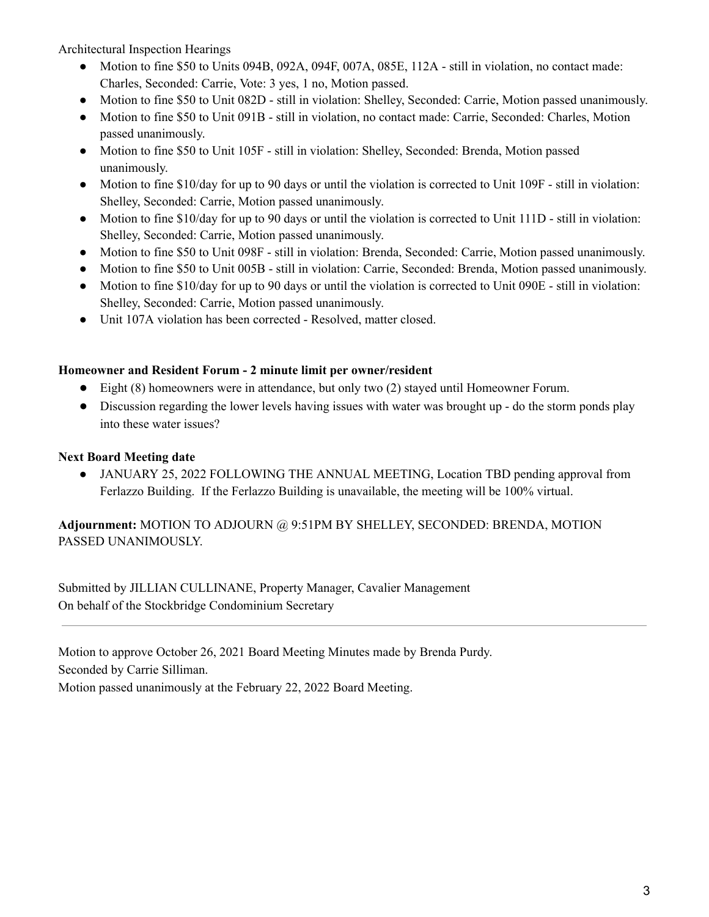Architectural Inspection Hearings

- Motion to fine $50 to Units 094B, 092A, 094F, 007A, 085E, 112A - still in violation, no contact made: Charles, Seconded: Carrie, Vote: 3 yes, 1 no, Motion passed.
- Motion to fine $50 to Unit 082D - still in violation: Shelley, Seconded: Carrie, Motion passed unanimously.
- Motion to fine $50 to Unit 091B - still in violation, no contact made: Carrie, Seconded: Charles, Motion passed unanimously.
- Motion to fine $50 to Unit 105F - still in violation: Shelley, Seconded: Brenda, Motion passed unanimously.
- Motion to fine $10/day for up to 90 days or until the violation is corrected to Unit 109F - still in violation: Shelley, Seconded: Carrie, Motion passed unanimously.
- Motion to fine $10/day for up to 90 days or until the violation is corrected to Unit 111D - still in violation: Shelley, Seconded: Carrie, Motion passed unanimously.
- Motion to fine $50 to Unit 098F - still in violation: Brenda, Seconded: Carrie, Motion passed unanimously.
- Motion to fine $50 to Unit 005B - still in violation: Carrie, Seconded: Brenda, Motion passed unanimously.
- Motion to fine $10/day for up to 90 days or until the violation is corrected to Unit 090E - still in violation: Shelley, Seconded: Carrie, Motion passed unanimously.
- Unit 107A violation has been corrected - Resolved, matter closed.

**Homeowner and Resident Forum - 2 minute limit per owner/resident**

- Eight (8) homeowners were in attendance, but only two (2) stayed until Homeowner Forum.
- Discussion regarding the lower levels having issues with water was brought up - do the storm ponds play into these water issues?

**Next Board Meeting date**

- JANUARY 25, 2022 FOLLOWING THE ANNUAL MEETING, Location TBD pending approval from Ferlazzo Building. If the Ferlazzo Building is unavailable, the meeting will be 100% virtual.

**Adjournment:** MOTION TO ADJOURN @ 9:51PM BY SHELLEY, SECONDED: BRENDA, MOTION PASSED UNANIMOUSLY.

Submitted by JILLIAN CULLINANE, Property Manager, Cavalier Management
On behalf of the Stockbridge Condominium Secretary

---

Motion to approve October 26, 2021 Board Meeting Minutes made by Brenda Purdy.
Seconded by Carrie Silliman.
Motion passed unanimously at the February 22, 2022 Board Meeting.